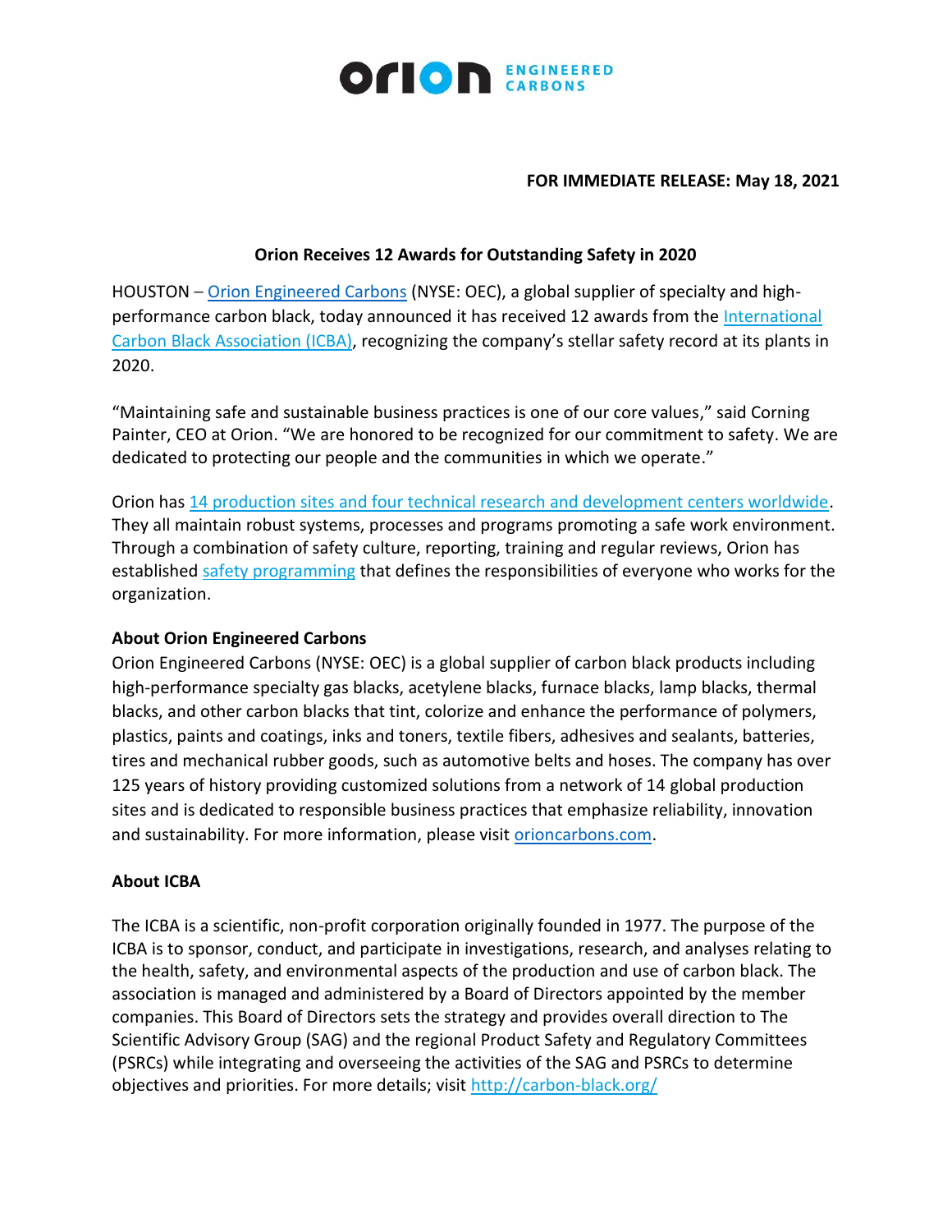**FOR IMMEDIATE RELEASE: May 18, 2021**

# Orion Receives 12 Awards for Outstanding Safety in 2020

HOUSTON – Orion Engineered Carbons (NYSE: OEC), a global supplier of specialty and high-performance carbon black, today announced it has received 12 awards from the International Carbon Black Association (ICBA), recognizing the company's stellar safety record at its plants in 2020.

"Maintaining safe and sustainable business practices is one of our core values," said Corning Painter, CEO at Orion. "We are honored to be recognized for our commitment to safety. We are dedicated to protecting our people and the communities in which we operate."

Orion has 14 production sites and four technical research and development centers worldwide. They all maintain robust systems, processes and programs promoting a safe work environment. Through a combination of safety culture, reporting, training and regular reviews, Orion has established safety programming that defines the responsibilities of everyone who works for the organization.

## About Orion Engineered Carbons

Orion Engineered Carbons (NYSE: OEC) is a global supplier of carbon black products including high-performance specialty gas blacks, acetylene blacks, furnace blacks, lamp blacks, thermal blacks, and other carbon blacks that tint, colorize and enhance the performance of polymers, plastics, paints and coatings, inks and toners, textile fibers, adhesives and sealants, batteries, tires and mechanical rubber goods, such as automotive belts and hoses. The company has over 125 years of history providing customized solutions from a network of 14 global production sites and is dedicated to responsible business practices that emphasize reliability, innovation and sustainability. For more information, please visit orioncarbons.com.

## About ICBA

The ICBA is a scientific, non-profit corporation originally founded in 1977. The purpose of the ICBA is to sponsor, conduct, and participate in investigations, research, and analyses relating to the health, safety, and environmental aspects of the production and use of carbon black. The association is managed and administered by a Board of Directors appointed by the member companies. This Board of Directors sets the strategy and provides overall direction to The Scientific Advisory Group (SAG) and the regional Product Safety and Regulatory Committees (PSRCs) while integrating and overseeing the activities of the SAG and PSRCs to determine objectives and priorities. For more details; visit http://carbon-black.org/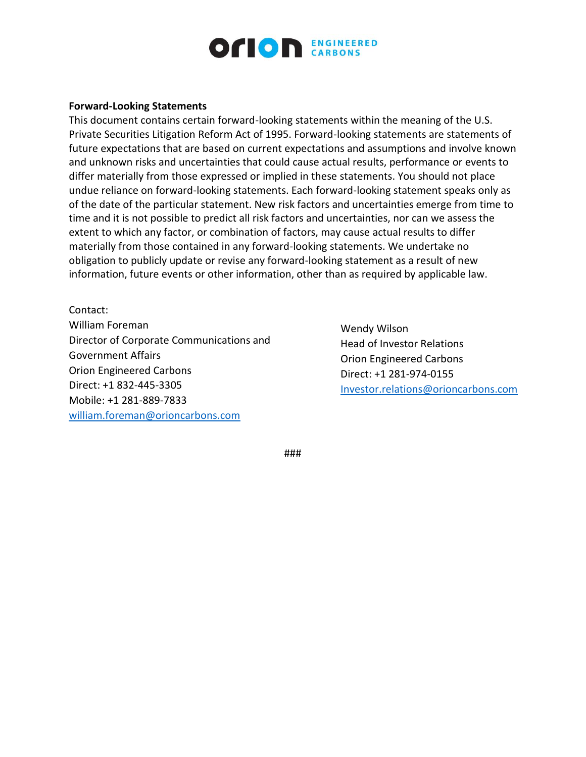**Forward-Looking Statements**

This document contains certain forward-looking statements within the meaning of the U.S. Private Securities Litigation Reform Act of 1995. Forward-looking statements are statements of future expectations that are based on current expectations and assumptions and involve known and unknown risks and uncertainties that could cause actual results, performance or events to differ materially from those expressed or implied in these statements. You should not place undue reliance on forward-looking statements. Each forward-looking statement speaks only as of the date of the particular statement. New risk factors and uncertainties emerge from time to time and it is not possible to predict all risk factors and uncertainties, nor can we assess the extent to which any factor, or combination of factors, may cause actual results to differ materially from those contained in any forward-looking statements. We undertake no obligation to publicly update or revise any forward-looking statement as a result of new information, future events or other information, other than as required by applicable law.

Contact:
William Foreman
Director of Corporate Communications and Government Affairs
Orion Engineered Carbons
Direct: +1 832-445-3305
Mobile: +1 281-889-7833
william.foreman@orioncarbons.com

Wendy Wilson
Head of Investor Relations
Orion Engineered Carbons
Direct: +1 281-974-0155
Investor.relations@orioncarbons.com

###